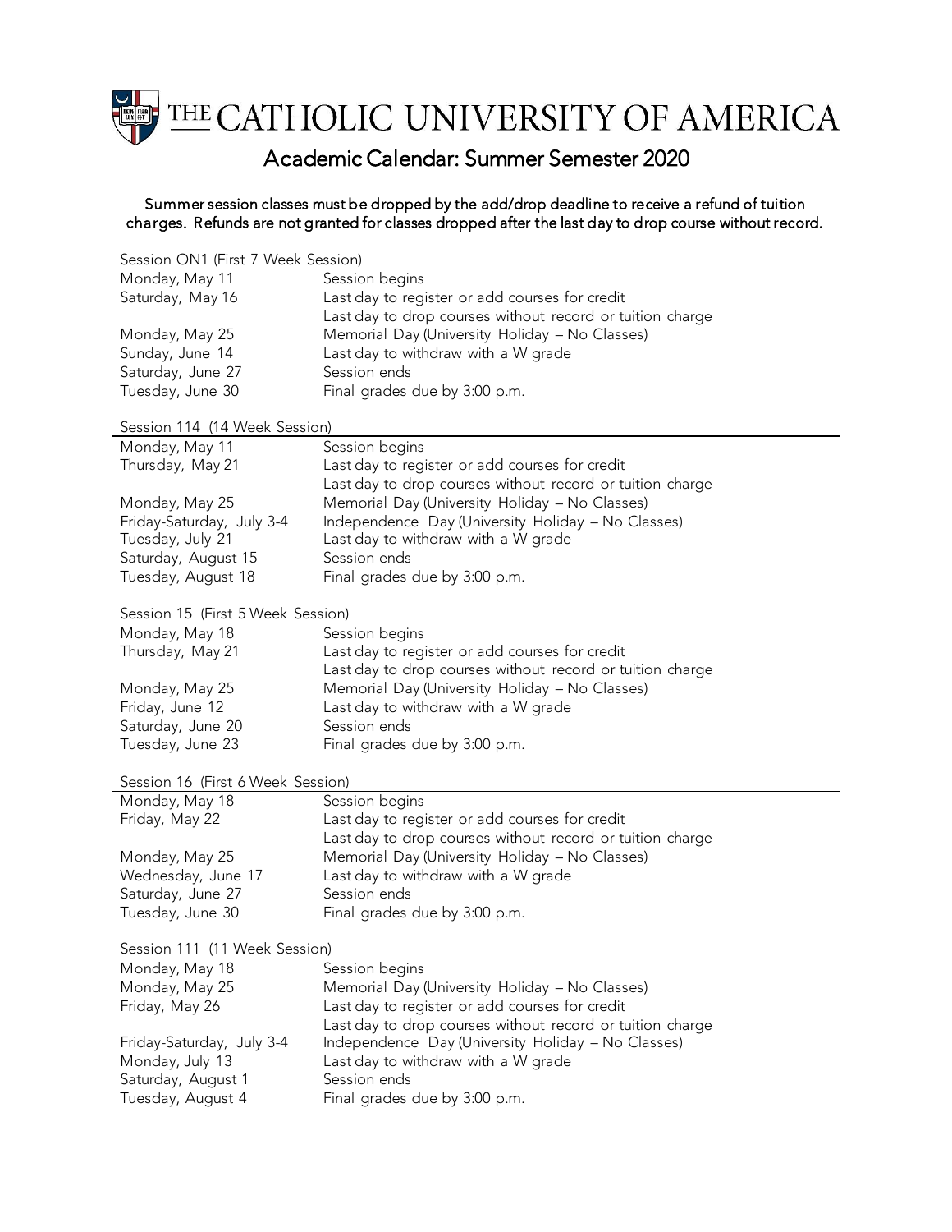# THE CATHOLIC UNIVERSITY OF AMERICA

## Academic Calendar: Summer Semester 2020

Summer session classes must be dropped by the add/drop deadline to receive a refund of tuition charges. Refunds are not granted for classes dropped after the last day to drop course without record.

### Session ON1 (First 7 Week Session)

| | |
|---|---|
| Monday, May 11 | Session begins |
| Saturday, May 16 | Last day to register or add courses for credit |
| | Last day to drop courses without record or tuition charge |
| Monday, May 25 | Memorial Day (University Holiday – No Classes) |
| Sunday, June 14 | Last day to withdraw with a W grade |
| Saturday, June 27 | Session ends |
| Tuesday, June 30 | Final grades due by 3:00 p.m. |

### Session 114 (14 Week Session)

| | |
|---|---|
| Monday, May 11 | Session begins |
| Thursday, May 21 | Last day to register or add courses for credit |
| | Last day to drop courses without record or tuition charge |
| Monday, May 25 | Memorial Day (University Holiday – No Classes) |
| Friday-Saturday, July 3-4 | Independence Day (University Holiday – No Classes) |
| Tuesday, July 21 | Last day to withdraw with a W grade |
| Saturday, August 15 | Session ends |
| Tuesday, August 18 | Final grades due by 3:00 p.m. |

### Session 15 (First 5 Week Session)

| | |
|---|---|
| Monday, May 18 | Session begins |
| Thursday, May 21 | Last day to register or add courses for credit |
| | Last day to drop courses without record or tuition charge |
| Monday, May 25 | Memorial Day (University Holiday – No Classes) |
| Friday, June 12 | Last day to withdraw with a W grade |
| Saturday, June 20 | Session ends |
| Tuesday, June 23 | Final grades due by 3:00 p.m. |

### Session 16 (First 6 Week Session)

| | |
|---|---|
| Monday, May 18 | Session begins |
| Friday, May 22 | Last day to register or add courses for credit |
| | Last day to drop courses without record or tuition charge |
| Monday, May 25 | Memorial Day (University Holiday – No Classes) |
| Wednesday, June 17 | Last day to withdraw with a W grade |
| Saturday, June 27 | Session ends |
| Tuesday, June 30 | Final grades due by 3:00 p.m. |

### Session 111 (11 Week Session)

| | |
|---|---|
| Monday, May 18 | Session begins |
| Monday, May 25 | Memorial Day (University Holiday – No Classes) |
| Friday, May 26 | Last day to register or add courses for credit |
| | Last day to drop courses without record or tuition charge |
| Friday-Saturday, July 3-4 | Independence Day (University Holiday – No Classes) |
| Monday, July 13 | Last day to withdraw with a W grade |
| Saturday, August 1 | Session ends |
| Tuesday, August 4 | Final grades due by 3:00 p.m. |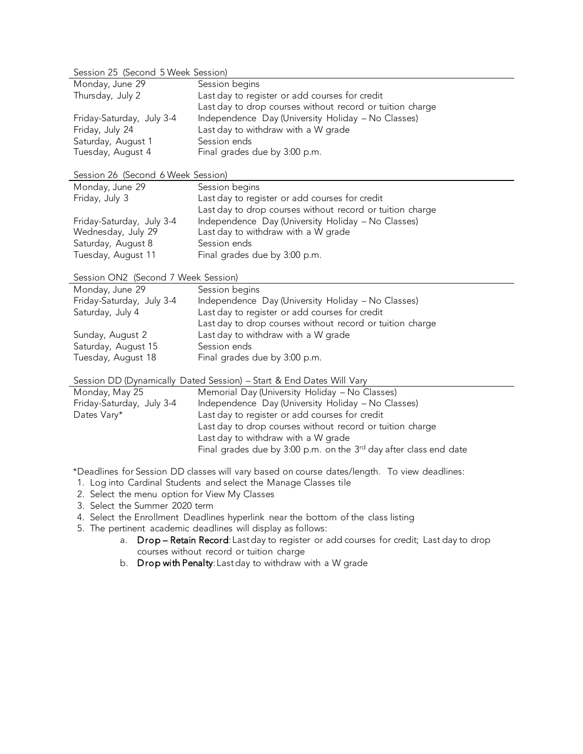Session 25 (Second 5 Week Session)

| | |
|---|---|
| Monday, June 29 | Session begins |
| Thursday, July 2 | Last day to register or add courses for credit<br>Last day to drop courses without record or tuition charge |
| Friday-Saturday, July 3-4 | Independence Day (University Holiday – No Classes) |
| Friday, July 24 | Last day to withdraw with a W grade |
| Saturday, August 1 | Session ends |
| Tuesday, August 4 | Final grades due by 3:00 p.m. |

Session 26 (Second 6 Week Session)

| | |
|---|---|
| Monday, June 29 | Session begins |
| Friday, July 3 | Last day to register or add courses for credit<br>Last day to drop courses without record or tuition charge |
| Friday-Saturday, July 3-4 | Independence Day (University Holiday – No Classes) |
| Wednesday, July 29 | Last day to withdraw with a W grade |
| Saturday, August 8 | Session ends |
| Tuesday, August 11 | Final grades due by 3:00 p.m. |

Session ON2 (Second 7 Week Session)

| | |
|---|---|
| Monday, June 29 | Session begins |
| Friday-Saturday, July 3-4 | Independence Day (University Holiday – No Classes) |
| Saturday, July 4 | Last day to register or add courses for credit<br>Last day to drop courses without record or tuition charge |
| Sunday, August 2 | Last day to withdraw with a W grade |
| Saturday, August 15 | Session ends |
| Tuesday, August 18 | Final grades due by 3:00 p.m. |

Session DD (Dynamically Dated Session) – Start & End Dates Will Vary

| | |
|---|---|
| Monday, May 25 | Memorial Day (University Holiday – No Classes) |
| Friday-Saturday, July 3-4 | Independence Day (University Holiday – No Classes) |
| Dates Vary* | Last day to register or add courses for credit<br>Last day to drop courses without record or tuition charge<br>Last day to withdraw with a W grade<br>Final grades due by 3:00 p.m. on the 3rd day after class end date |

*Deadlines for Session DD classes will vary based on course dates/length. To view deadlines:

1. Log into Cardinal Students and select the Manage Classes tile
2. Select the menu option for View My Classes
3. Select the Summer 2020 term
4. Select the Enrollment Deadlines hyperlink near the bottom of the class listing
5. The pertinent academic deadlines will display as follows:
   a. **Drop – Retain Record**: Last day to register or add courses for credit; Last day to drop courses without record or tuition charge
   b. **Drop with Penalty**: Last day to withdraw with a W grade